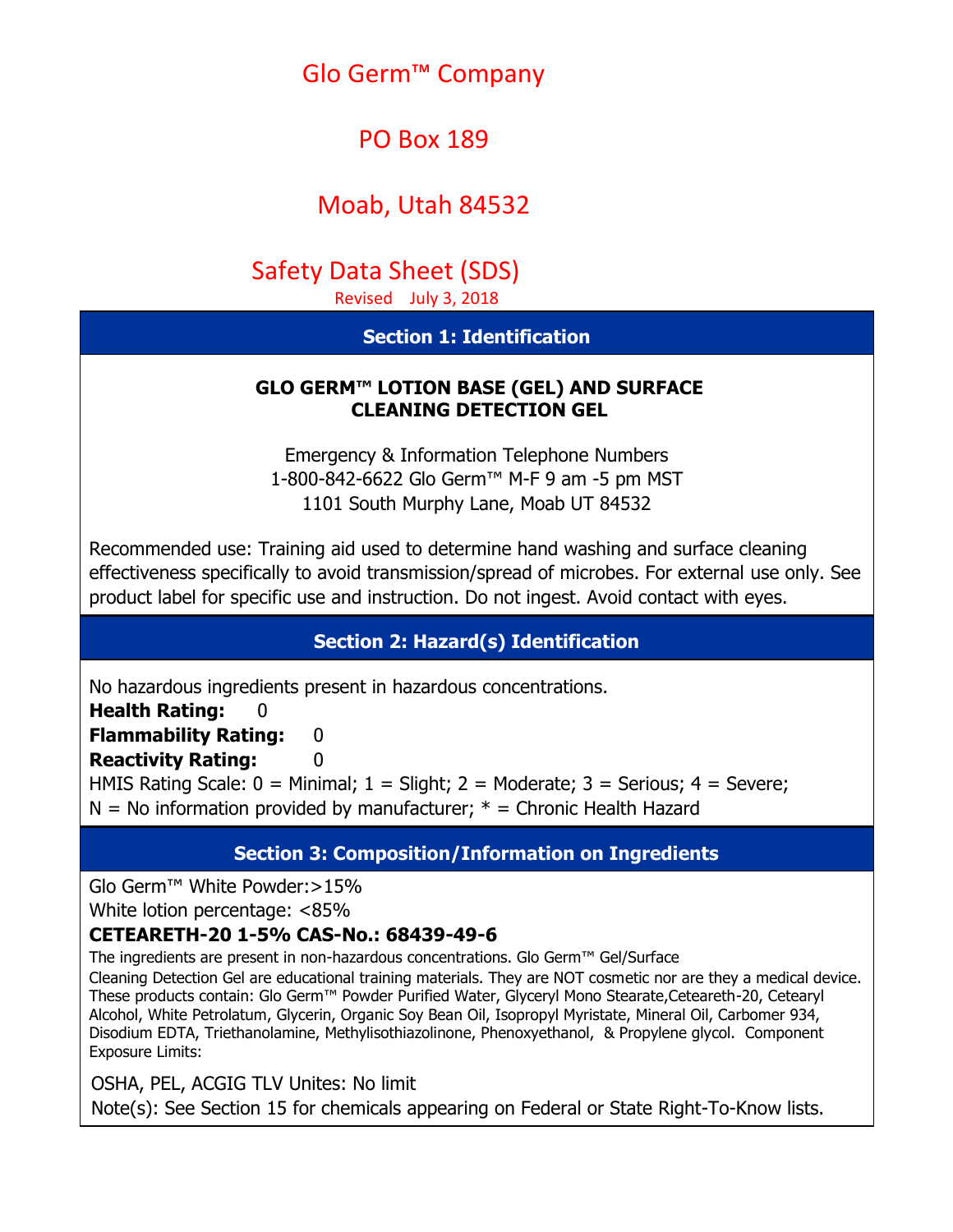# Glo Germ™ Company

PO Box 189

Moab, Utah 84532

## Safety Data Sheet (SDS)

Revised July 3, 2018

## Section 1: Identification

**GLO GERM™ LOTION BASE (GEL) AND SURFACE CLEANING DETECTION GEL**

Emergency & Information Telephone Numbers
1-800-842-6622 Glo Germ™ M-F 9 am -5 pm MST
1101 South Murphy Lane, Moab UT 84532

Recommended use: Training aid used to determine hand washing and surface cleaning effectiveness specifically to avoid transmission/spread of microbes. For external use only. See product label for specific use and instruction. Do not ingest. Avoid contact with eyes.

## Section 2: Hazard(s) Identification

No hazardous ingredients present in hazardous concentrations.

**Health Rating:** 0

**Flammability Rating:** 0

**Reactivity Rating:** 0

HMIS Rating Scale: 0 = Minimal; 1 = Slight; 2 = Moderate; 3 = Serious; 4 = Severe; N = No information provided by manufacturer; * = Chronic Health Hazard

## Section 3: Composition/Information on Ingredients

Glo Germ™ White Powder:>15%

White lotion percentage: <85%

**CETEARETH-20 1-5% CAS-No.: 68439-49-6**

The ingredients are present in non-hazardous concentrations. Glo Germ™ Gel/Surface Cleaning Detection Gel are educational training materials. They are NOT cosmetic nor are they a medical device. These products contain: Glo Germ™ Powder Purified Water, Glyceryl Mono Stearate,Ceteareth-20, Cetearyl Alcohol, White Petrolatum, Glycerin, Organic Soy Bean Oil, Isopropyl Myristate, Mineral Oil, Carbomer 934, Disodium EDTA, Triethanolamine, Methylisothiazolinone, Phenoxyethanol, & Propylene glycol. Component Exposure Limits:

OSHA, PEL, ACGIG TLV Unites: No limit

Note(s): See Section 15 for chemicals appearing on Federal or State Right-To-Know lists.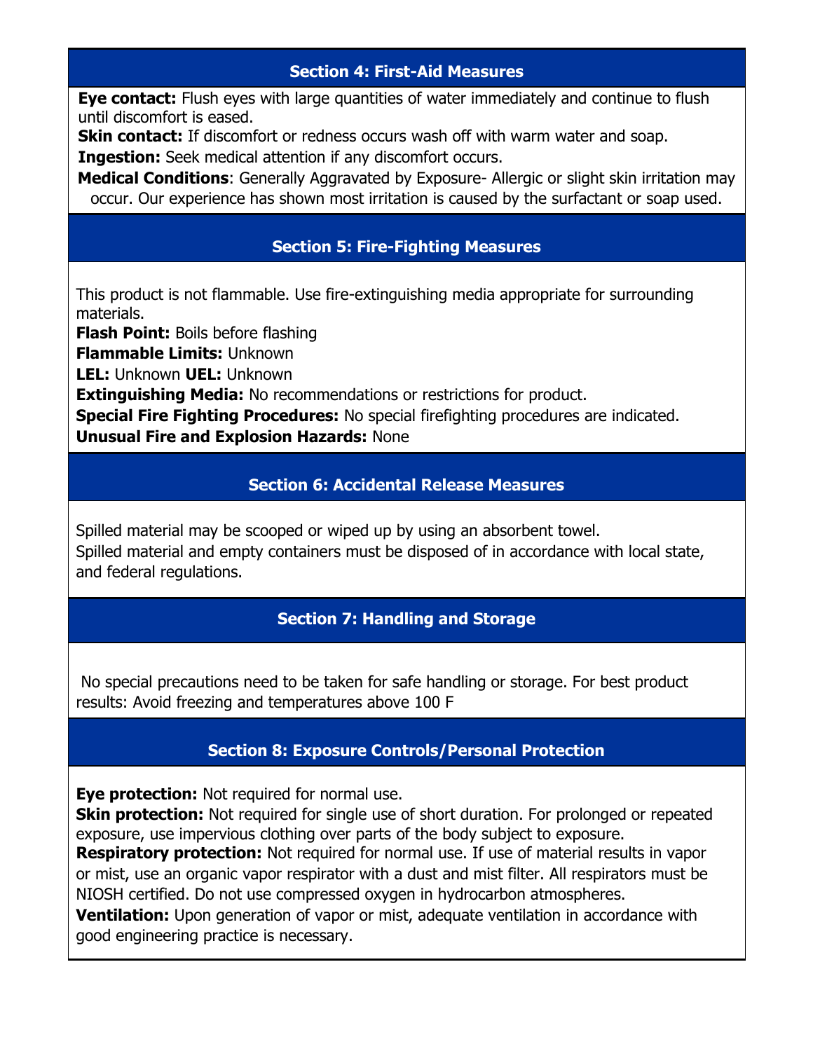## Section 4: First-Aid Measures

**Eye contact:** Flush eyes with large quantities of water immediately and continue to flush until discomfort is eased.

**Skin contact:** If discomfort or redness occurs wash off with warm water and soap.

**Ingestion:** Seek medical attention if any discomfort occurs.

**Medical Conditions**: Generally Aggravated by Exposure- Allergic or slight skin irritation may occur. Our experience has shown most irritation is caused by the surfactant or soap used.

## Section 5: Fire-Fighting Measures

This product is not flammable. Use fire-extinguishing media appropriate for surrounding materials.

**Flash Point:** Boils before flashing

**Flammable Limits:** Unknown

**LEL:** Unknown **UEL:** Unknown

**Extinguishing Media:** No recommendations or restrictions for product.

**Special Fire Fighting Procedures:** No special firefighting procedures are indicated.

**Unusual Fire and Explosion Hazards:** None

## Section 6: Accidental Release Measures

Spilled material may be scooped or wiped up by using an absorbent towel.
Spilled material and empty containers must be disposed of in accordance with local state, and federal regulations.

## Section 7: Handling and Storage

No special precautions need to be taken for safe handling or storage. For best product results: Avoid freezing and temperatures above 100 F

## Section 8: Exposure Controls/Personal Protection

**Eye protection:** Not required for normal use.

**Skin protection:** Not required for single use of short duration. For prolonged or repeated exposure, use impervious clothing over parts of the body subject to exposure.

**Respiratory protection:** Not required for normal use. If use of material results in vapor or mist, use an organic vapor respirator with a dust and mist filter. All respirators must be NIOSH certified. Do not use compressed oxygen in hydrocarbon atmospheres.

**Ventilation:** Upon generation of vapor or mist, adequate ventilation in accordance with good engineering practice is necessary.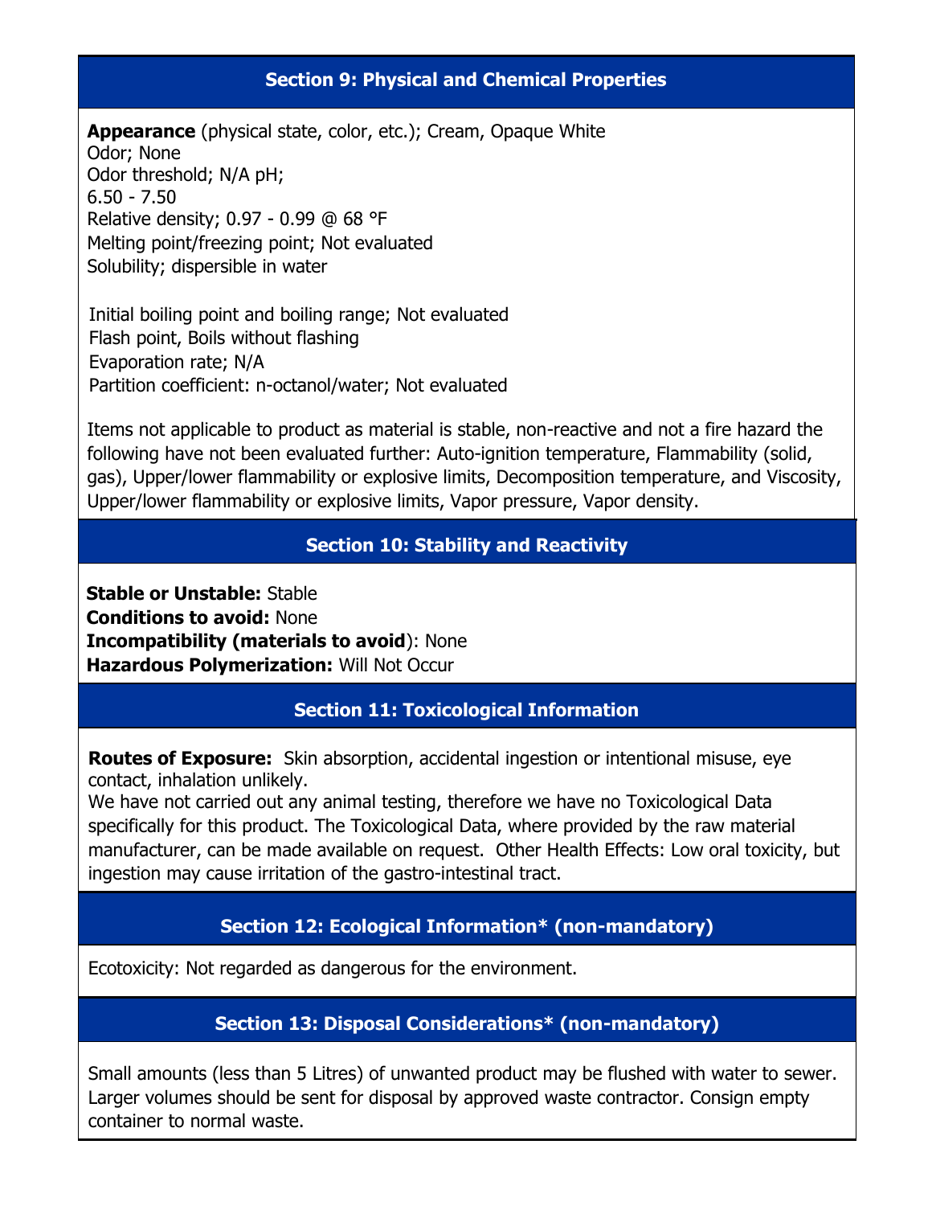## Section 9: Physical and Chemical Properties

**Appearance** (physical state, color, etc.); Cream, Opaque White
Odor; None
Odor threshold; N/A pH;
6.50 - 7.50
Relative density; 0.97 - 0.99 @ 68 °F
Melting point/freezing point; Not evaluated
Solubility; dispersible in water

Initial boiling point and boiling range; Not evaluated
Flash point, Boils without flashing
Evaporation rate; N/A
Partition coefficient: n-octanol/water; Not evaluated

Items not applicable to product as material is stable, non-reactive and not a fire hazard the following have not been evaluated further: Auto-ignition temperature, Flammability (solid, gas), Upper/lower flammability or explosive limits, Decomposition temperature, and Viscosity, Upper/lower flammability or explosive limits, Vapor pressure, Vapor density.

## Section 10: Stability and Reactivity

**Stable or Unstable:** Stable
**Conditions to avoid:** None
**Incompatibility (materials to avoid**): None
**Hazardous Polymerization:** Will Not Occur

## Section 11: Toxicological Information

**Routes of Exposure:** Skin absorption, accidental ingestion or intentional misuse, eye contact, inhalation unlikely.
We have not carried out any animal testing, therefore we have no Toxicological Data specifically for this product. The Toxicological Data, where provided by the raw material manufacturer, can be made available on request. Other Health Effects: Low oral toxicity, but ingestion may cause irritation of the gastro-intestinal tract.

## Section 12: Ecological Information* (non-mandatory)

Ecotoxicity: Not regarded as dangerous for the environment.

## Section 13: Disposal Considerations* (non-mandatory)

Small amounts (less than 5 Litres) of unwanted product may be flushed with water to sewer. Larger volumes should be sent for disposal by approved waste contractor. Consign empty container to normal waste.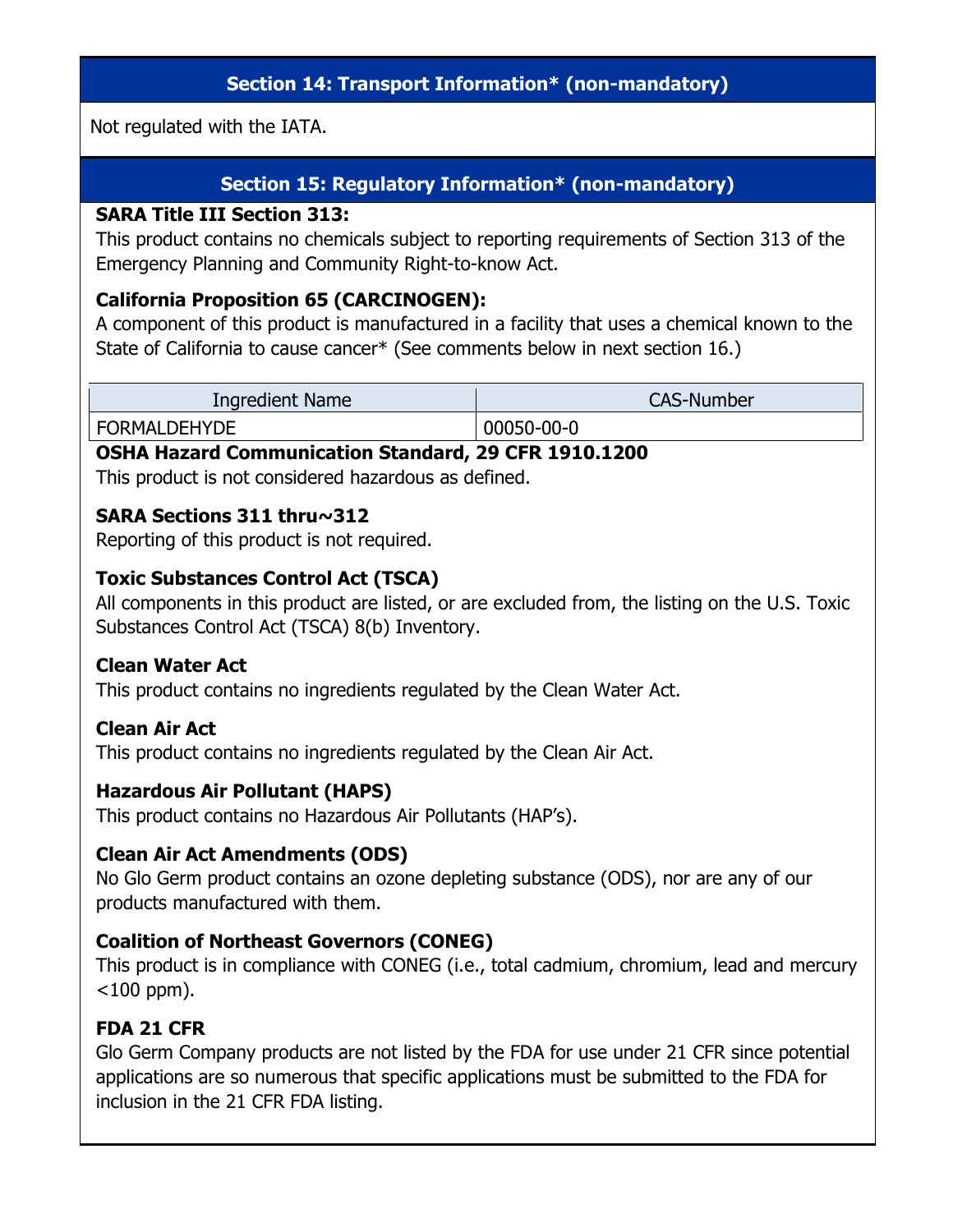## Section 14: Transport Information* (non-mandatory)

Not regulated with the IATA.

## Section 15: Regulatory Information* (non-mandatory)

**SARA Title III Section 313:**

This product contains no chemicals subject to reporting requirements of Section 313 of the Emergency Planning and Community Right-to-know Act.

**California Proposition 65 (CARCINOGEN):**

A component of this product is manufactured in a facility that uses a chemical known to the State of California to cause cancer* (See comments below in next section 16.)

| Ingredient Name | CAS-Number |
| --- | --- |
| FORMALDEHYDE | 00050-00-0 |

**OSHA Hazard Communication Standard, 29 CFR 1910.1200**

This product is not considered hazardous as defined.

**SARA Sections 311 thru~312**

Reporting of this product is not required.

**Toxic Substances Control Act (TSCA)**

All components in this product are listed, or are excluded from, the listing on the U.S. Toxic Substances Control Act (TSCA) 8(b) Inventory.

**Clean Water Act**

This product contains no ingredients regulated by the Clean Water Act.

**Clean Air Act**

This product contains no ingredients regulated by the Clean Air Act.

**Hazardous Air Pollutant (HAPS)**

This product contains no Hazardous Air Pollutants (HAP's).

**Clean Air Act Amendments (ODS)**

No Glo Germ product contains an ozone depleting substance (ODS), nor are any of our products manufactured with them.

**Coalition of Northeast Governors (CONEG)**

This product is in compliance with CONEG (i.e., total cadmium, chromium, lead and mercury <100 ppm).

**FDA 21 CFR**

Glo Germ Company products are not listed by the FDA for use under 21 CFR since potential applications are so numerous that specific applications must be submitted to the FDA for inclusion in the 21 CFR FDA listing.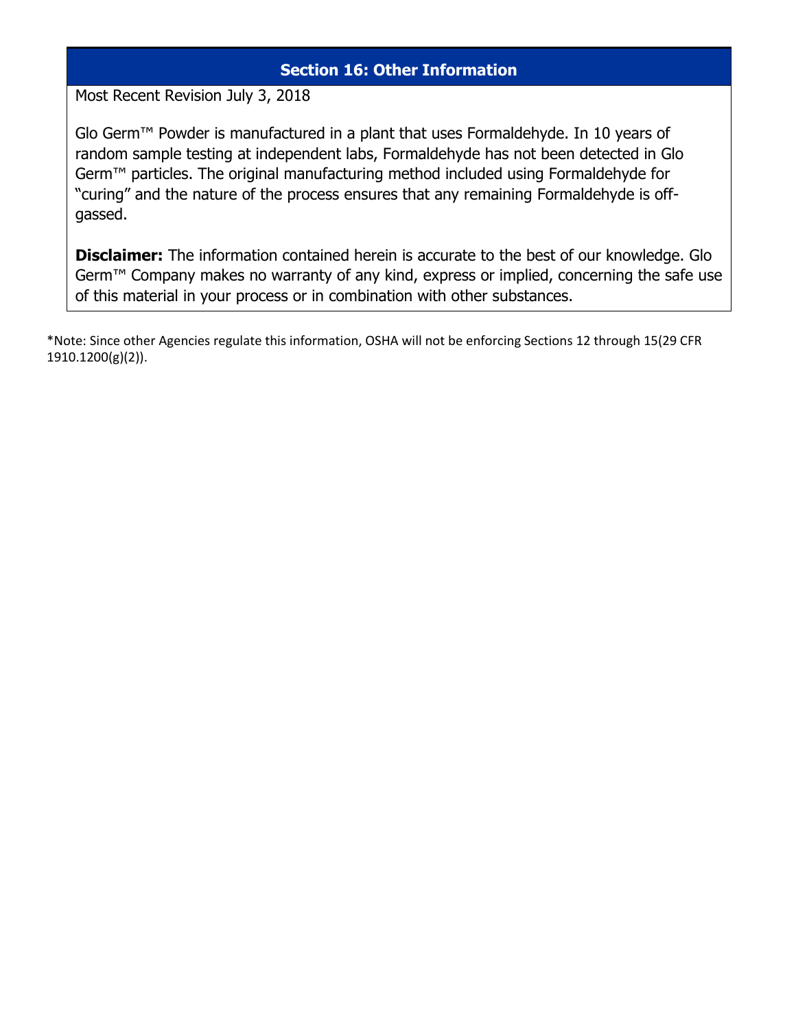## Section 16: Other Information

Most Recent Revision July 3, 2018

Glo Germ™ Powder is manufactured in a plant that uses Formaldehyde. In 10 years of random sample testing at independent labs, Formaldehyde has not been detected in Glo Germ™ particles. The original manufacturing method included using Formaldehyde for "curing" and the nature of the process ensures that any remaining Formaldehyde is off-gassed.

**Disclaimer:** The information contained herein is accurate to the best of our knowledge. Glo Germ™ Company makes no warranty of any kind, express or implied, concerning the safe use of this material in your process or in combination with other substances.

*Note: Since other Agencies regulate this information, OSHA will not be enforcing Sections 12 through 15(29 CFR 1910.1200(g)(2)).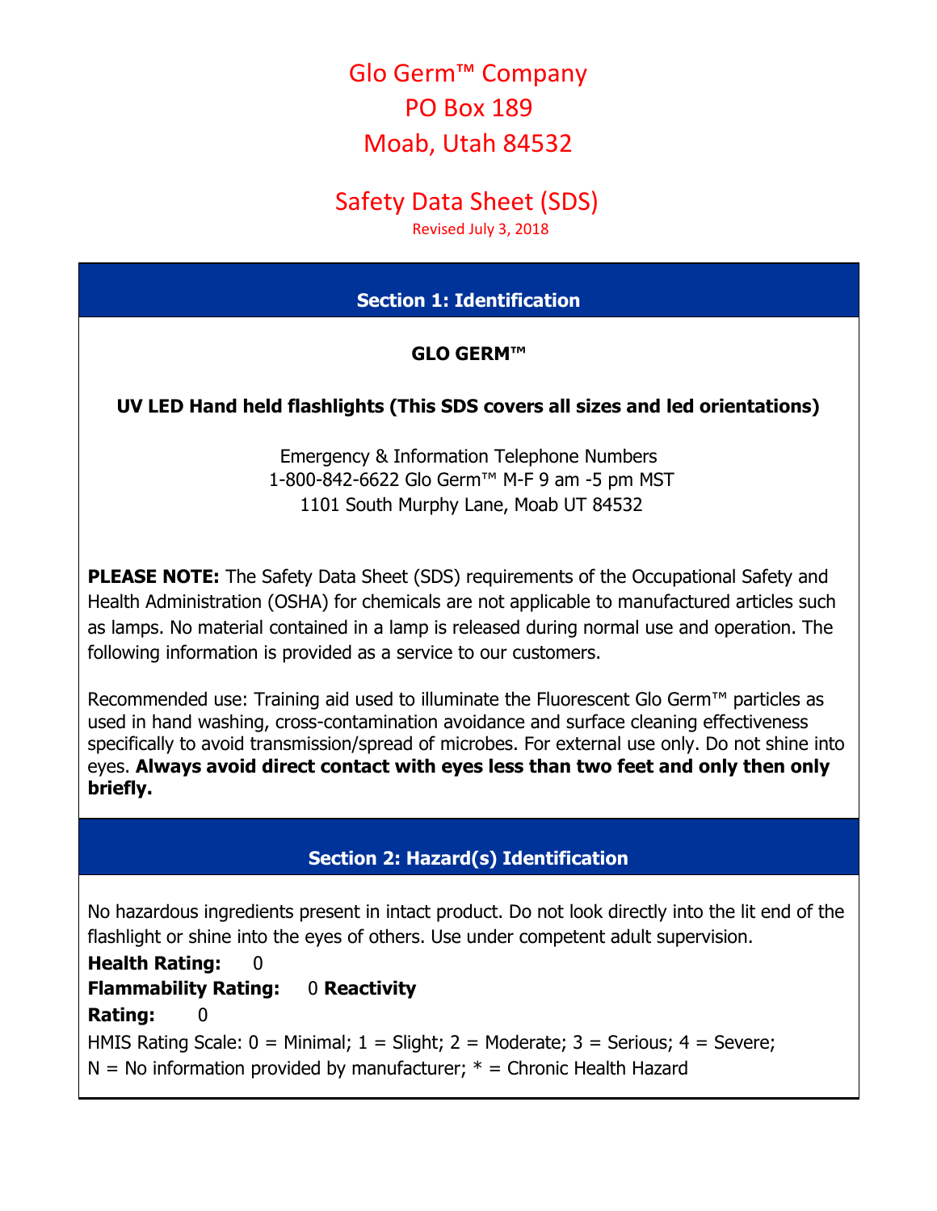Glo Germ™ Company
PO Box 189
Moab, Utah 84532

# Safety Data Sheet (SDS)

Revised July 3, 2018

## Section 1: Identification

**GLO GERM™**

**UV LED Hand held flashlights (This SDS covers all sizes and led orientations)**

Emergency & Information Telephone Numbers
1-800-842-6622 Glo Germ™ M-F 9 am -5 pm MST
1101 South Murphy Lane, Moab UT 84532

**PLEASE NOTE:** The Safety Data Sheet (SDS) requirements of the Occupational Safety and Health Administration (OSHA) for chemicals are not applicable to manufactured articles such as lamps. No material contained in a lamp is released during normal use and operation. The following information is provided as a service to our customers.

Recommended use: Training aid used to illuminate the Fluorescent Glo Germ™ particles as used in hand washing, cross-contamination avoidance and surface cleaning effectiveness specifically to avoid transmission/spread of microbes. For external use only. Do not shine into eyes. **Always avoid direct contact with eyes less than two feet and only then only briefly.**

## Section 2: Hazard(s) Identification

No hazardous ingredients present in intact product. Do not look directly into the lit end of the flashlight or shine into the eyes of others. Use under competent adult supervision.

**Health Rating:** 0
**Flammability Rating:** 0 **Reactivity Rating:** 0

HMIS Rating Scale: 0 = Minimal; 1 = Slight; 2 = Moderate; 3 = Serious; 4 = Severe; N = No information provided by manufacturer; * = Chronic Health Hazard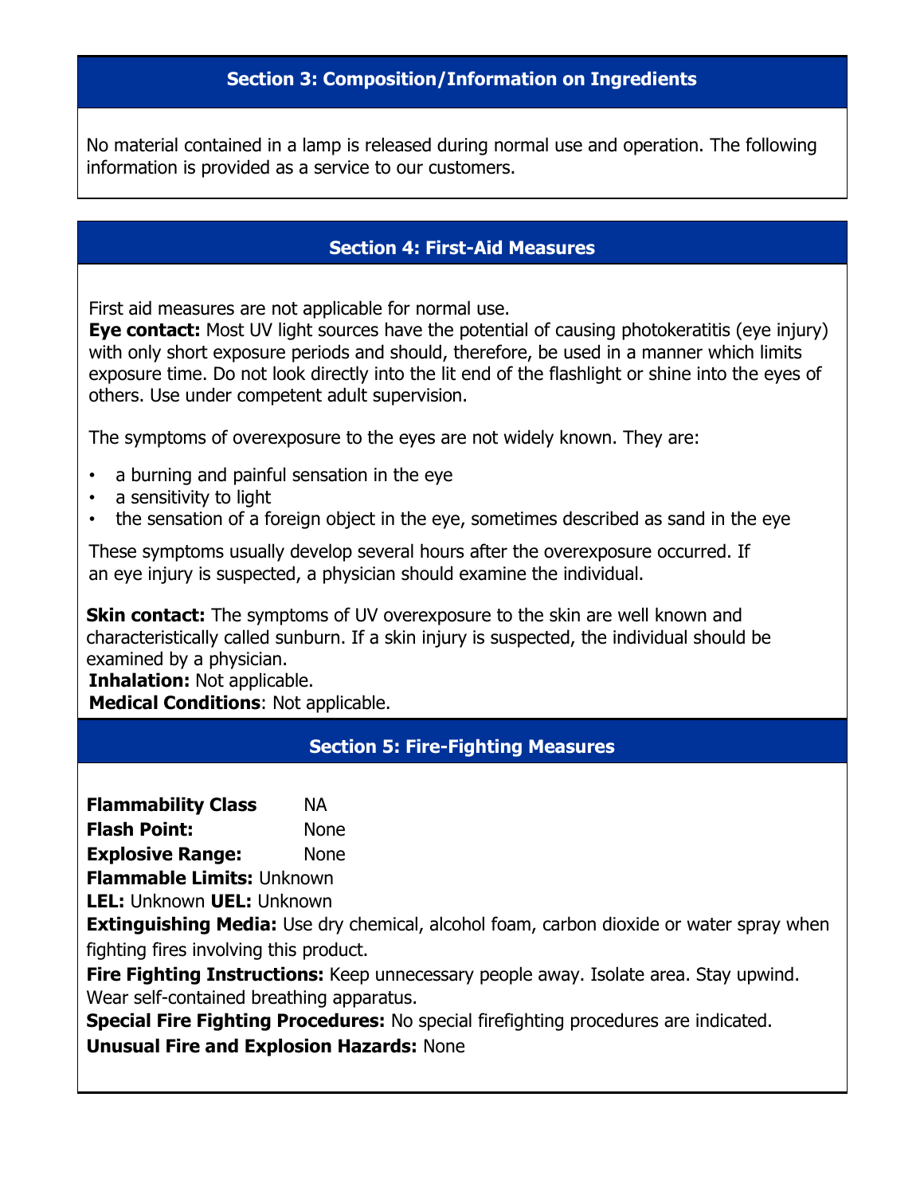## Section 3: Composition/Information on Ingredients

No material contained in a lamp is released during normal use and operation. The following information is provided as a service to our customers.

## Section 4: First-Aid Measures

First aid measures are not applicable for normal use.
**Eye contact:** Most UV light sources have the potential of causing photokeratitis (eye injury) with only short exposure periods and should, therefore, be used in a manner which limits exposure time. Do not look directly into the lit end of the flashlight or shine into the eyes of others. Use under competent adult supervision.

The symptoms of overexposure to the eyes are not widely known. They are:

- a burning and painful sensation in the eye
- a sensitivity to light
- the sensation of a foreign object in the eye, sometimes described as sand in the eye

These symptoms usually develop several hours after the overexposure occurred. If an eye injury is suspected, a physician should examine the individual.

**Skin contact:** The symptoms of UV overexposure to the skin are well known and characteristically called sunburn. If a skin injury is suspected, the individual should be examined by a physician.
**Inhalation:** Not applicable.
**Medical Conditions**: Not applicable.

## Section 5: Fire-Fighting Measures

**Flammability Class** NA
**Flash Point:** None
**Explosive Range:** None
**Flammable Limits:** Unknown
**LEL:** Unknown **UEL:** Unknown
**Extinguishing Media:** Use dry chemical, alcohol foam, carbon dioxide or water spray when fighting fires involving this product.
**Fire Fighting Instructions:** Keep unnecessary people away. Isolate area. Stay upwind. Wear self-contained breathing apparatus.
**Special Fire Fighting Procedures:** No special firefighting procedures are indicated.
**Unusual Fire and Explosion Hazards:** None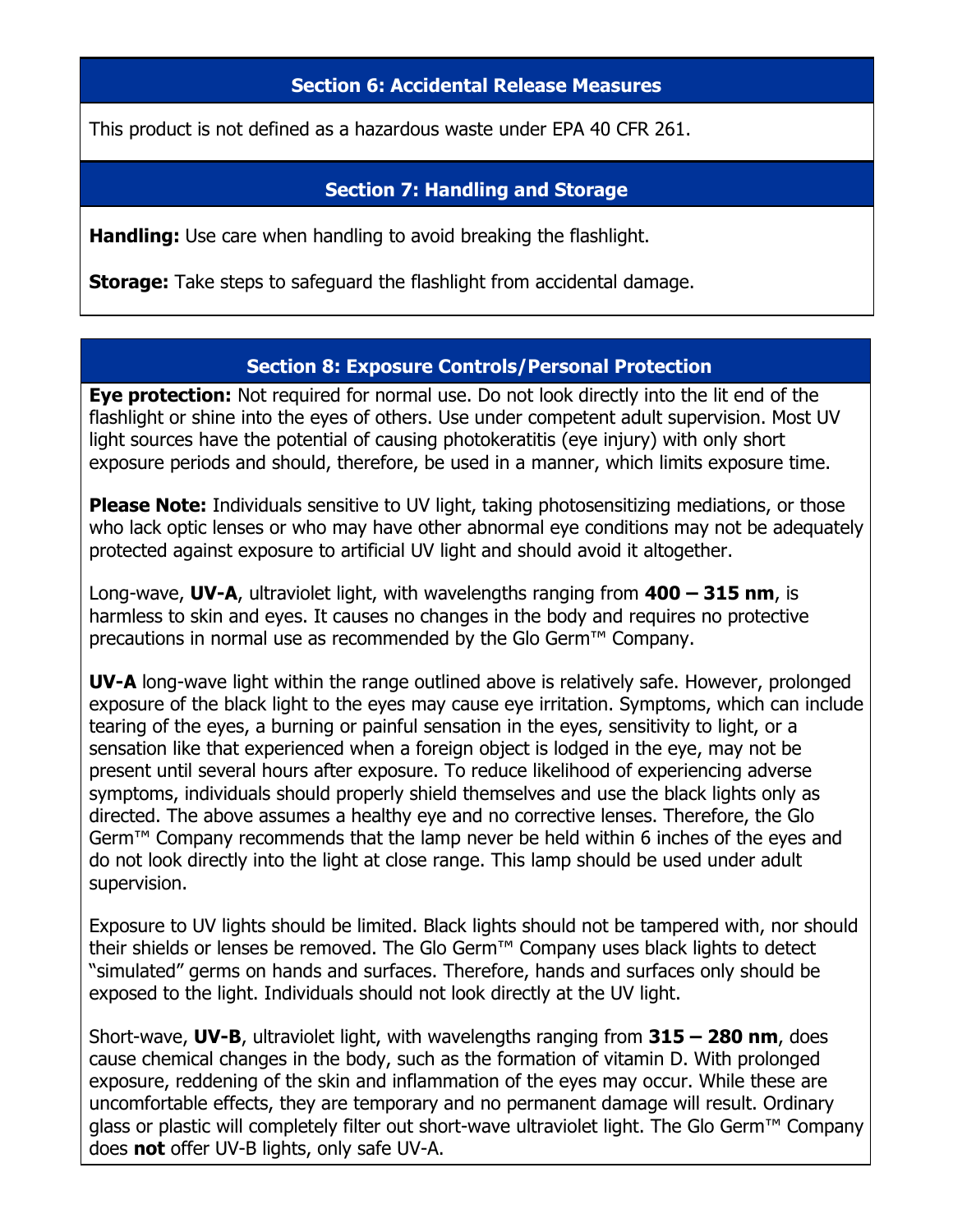## Section 6: Accidental Release Measures

This product is not defined as a hazardous waste under EPA 40 CFR 261.

## Section 7: Handling and Storage

**Handling:** Use care when handling to avoid breaking the flashlight.

**Storage:** Take steps to safeguard the flashlight from accidental damage.

## Section 8: Exposure Controls/Personal Protection

**Eye protection:** Not required for normal use. Do not look directly into the lit end of the flashlight or shine into the eyes of others. Use under competent adult supervision. Most UV light sources have the potential of causing photokeratitis (eye injury) with only short exposure periods and should, therefore, be used in a manner, which limits exposure time.

**Please Note:** Individuals sensitive to UV light, taking photosensitizing mediations, or those who lack optic lenses or who may have other abnormal eye conditions may not be adequately protected against exposure to artificial UV light and should avoid it altogether.

Long-wave, **UV-A**, ultraviolet light, with wavelengths ranging from **400 – 315 nm**, is harmless to skin and eyes. It causes no changes in the body and requires no protective precautions in normal use as recommended by the Glo Germ™ Company.

**UV-A** long-wave light within the range outlined above is relatively safe. However, prolonged exposure of the black light to the eyes may cause eye irritation. Symptoms, which can include tearing of the eyes, a burning or painful sensation in the eyes, sensitivity to light, or a sensation like that experienced when a foreign object is lodged in the eye, may not be present until several hours after exposure. To reduce likelihood of experiencing adverse symptoms, individuals should properly shield themselves and use the black lights only as directed. The above assumes a healthy eye and no corrective lenses. Therefore, the Glo Germ™ Company recommends that the lamp never be held within 6 inches of the eyes and do not look directly into the light at close range. This lamp should be used under adult supervision.

Exposure to UV lights should be limited. Black lights should not be tampered with, nor should their shields or lenses be removed. The Glo Germ™ Company uses black lights to detect "simulated" germs on hands and surfaces. Therefore, hands and surfaces only should be exposed to the light. Individuals should not look directly at the UV light.

Short-wave, **UV-B**, ultraviolet light, with wavelengths ranging from **315 – 280 nm**, does cause chemical changes in the body, such as the formation of vitamin D. With prolonged exposure, reddening of the skin and inflammation of the eyes may occur. While these are uncomfortable effects, they are temporary and no permanent damage will result. Ordinary glass or plastic will completely filter out short-wave ultraviolet light. The Glo Germ™ Company does **not** offer UV-B lights, only safe UV-A.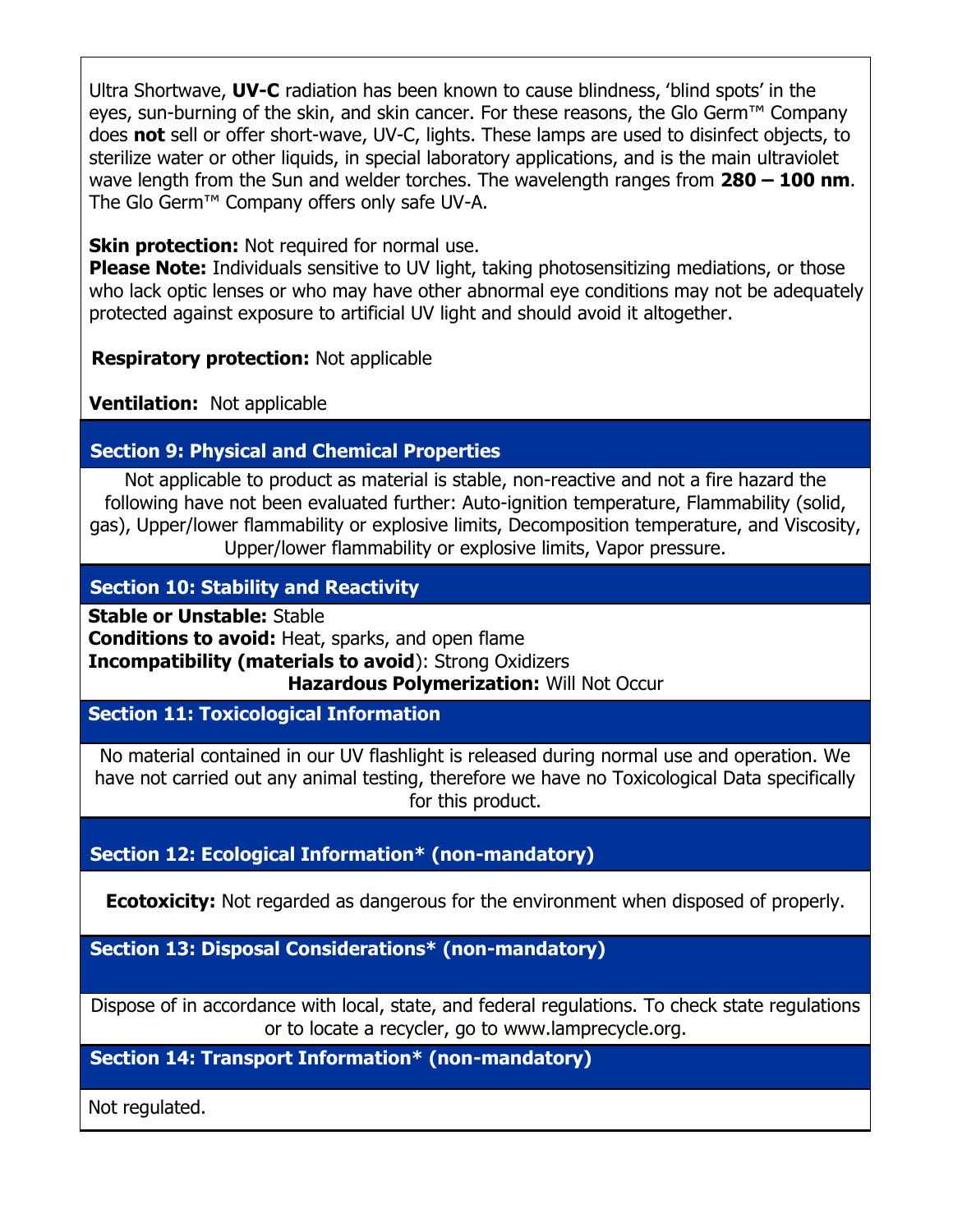Ultra Shortwave, **UV-C** radiation has been known to cause blindness, 'blind spots' in the eyes, sun-burning of the skin, and skin cancer. For these reasons, the Glo Germ™ Company does **not** sell or offer short-wave, UV-C, lights. These lamps are used to disinfect objects, to sterilize water or other liquids, in special laboratory applications, and is the main ultraviolet wave length from the Sun and welder torches. The wavelength ranges from **280 – 100 nm**. The Glo Germ™ Company offers only safe UV-A.

**Skin protection:** Not required for normal use.
**Please Note:** Individuals sensitive to UV light, taking photosensitizing mediations, or those who lack optic lenses or who may have other abnormal eye conditions may not be adequately protected against exposure to artificial UV light and should avoid it altogether.

**Respiratory protection:** Not applicable

**Ventilation:** Not applicable

## Section 9: Physical and Chemical Properties

Not applicable to product as material is stable, non-reactive and not a fire hazard the following have not been evaluated further: Auto-ignition temperature, Flammability (solid, gas), Upper/lower flammability or explosive limits, Decomposition temperature, and Viscosity, Upper/lower flammability or explosive limits, Vapor pressure.

## Section 10: Stability and Reactivity

**Stable or Unstable:** Stable
**Conditions to avoid:** Heat, sparks, and open flame
**Incompatibility (materials to avoid)**: Strong Oxidizers
**Hazardous Polymerization:** Will Not Occur

## Section 11: Toxicological Information

No material contained in our UV flashlight is released during normal use and operation. We have not carried out any animal testing, therefore we have no Toxicological Data specifically for this product.

## Section 12: Ecological Information* (non-mandatory)

**Ecotoxicity:** Not regarded as dangerous for the environment when disposed of properly.

## Section 13: Disposal Considerations* (non-mandatory)

Dispose of in accordance with local, state, and federal regulations. To check state regulations or to locate a recycler, go to www.lamprecycle.org.

## Section 14: Transport Information* (non-mandatory)

Not regulated.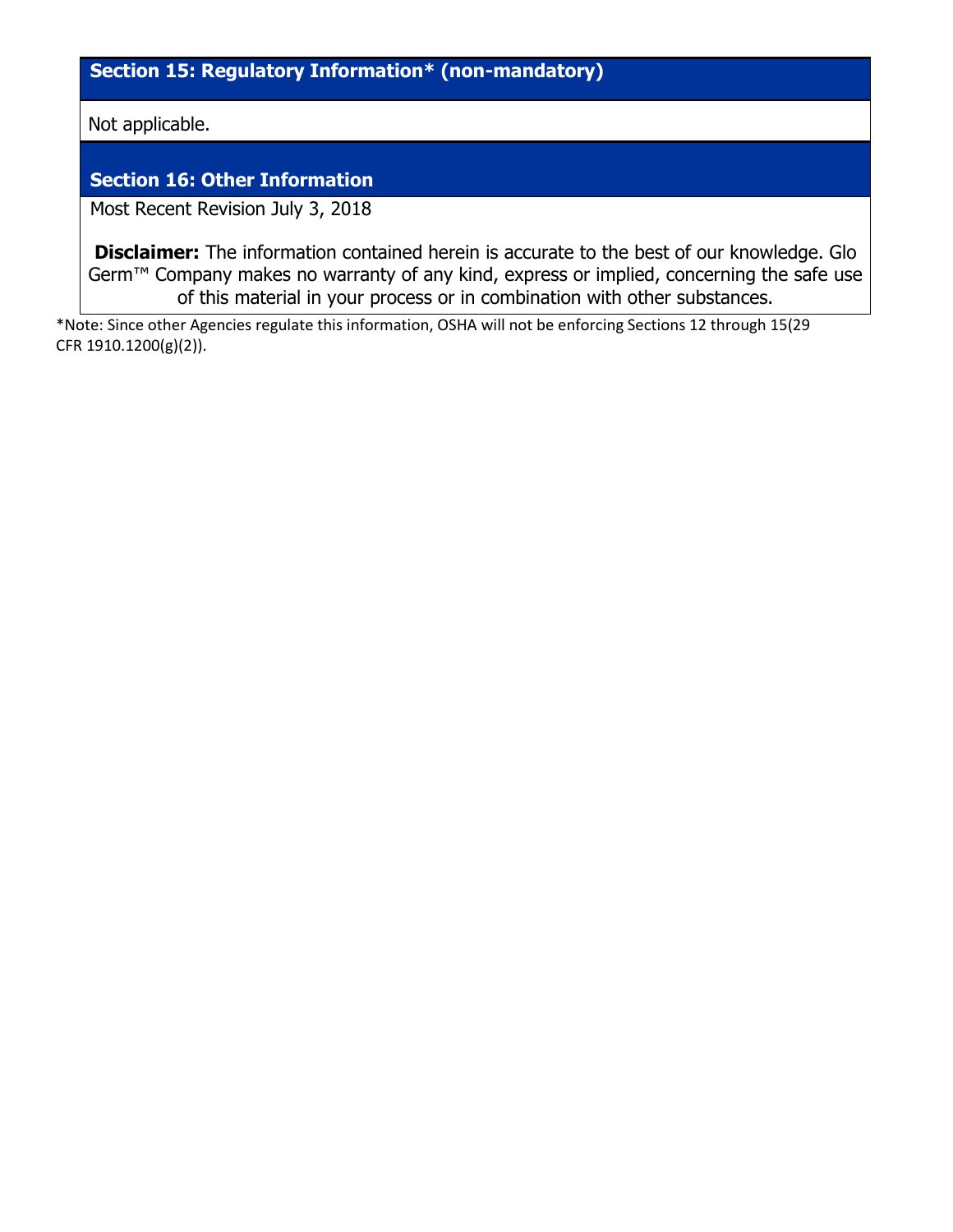## Section 15: Regulatory Information* (non-mandatory)

Not applicable.

## Section 16: Other Information

Most Recent Revision July 3, 2018

**Disclaimer:** The information contained herein is accurate to the best of our knowledge. Glo Germ™ Company makes no warranty of any kind, express or implied, concerning the safe use of this material in your process or in combination with other substances.

*Note: Since other Agencies regulate this information, OSHA will not be enforcing Sections 12 through 15(29 CFR 1910.1200(g)(2)).